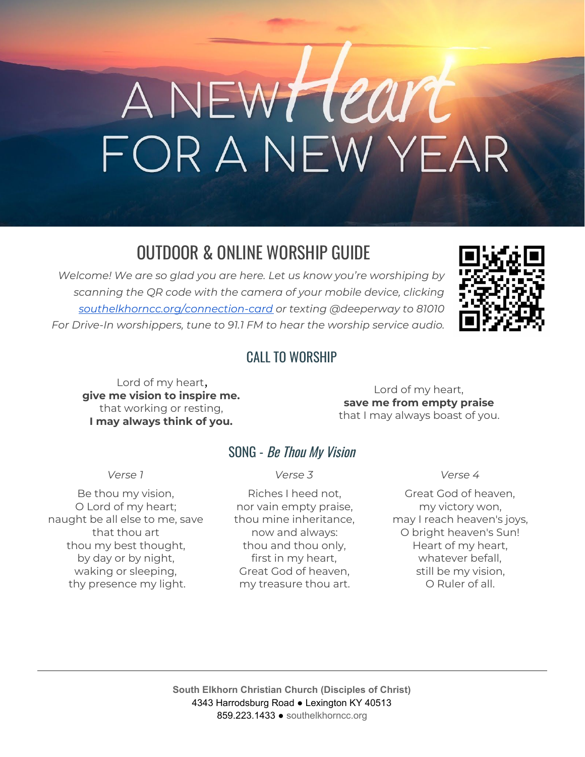# A NEW Heart FOR A NEW YEAR

## OUTDOOR & ONLINE WORSHIP GUIDE

*Welcome! We are so glad you are here. Let us know you're worshiping by scanning the QR code with the camera of your mobile device, clicking [southelkhorncc.org/connection-card](southelkhorncc.org/connection-card) or texting @deeperway to 81010*
*For Drive-In worshippers, tune to 91.1 FM to hear the worship service audio.*

## CALL TO WORSHIP

Lord of my heart,
**give me vision to inspire me.**
that working or resting,
**I may always think of you.**

Lord of my heart,
**save me from empty praise**
that I may always boast of you.

## SONG - *Be Thou My Vision*

*Verse 1*

Be thou my vision,
O Lord of my heart;
naught be all else to me, save
that thou art
thou my best thought,
by day or by night,
waking or sleeping,
thy presence my light.

*Verse 3*

Riches I heed not,
nor vain empty praise,
thou mine inheritance,
now and always:
thou and thou only,
first in my heart,
Great God of heaven,
my treasure thou art.

*Verse 4*

Great God of heaven,
my victory won,
may I reach heaven's joys,
O bright heaven's Sun!
Heart of my heart,
whatever befall,
still be my vision,
O Ruler of all.

---

**South Elkhorn Christian Church (Disciples of Christ)**
4343 Harrodsburg Road ● Lexington KY 40513
859.223.1433 ● southelkhorncc.org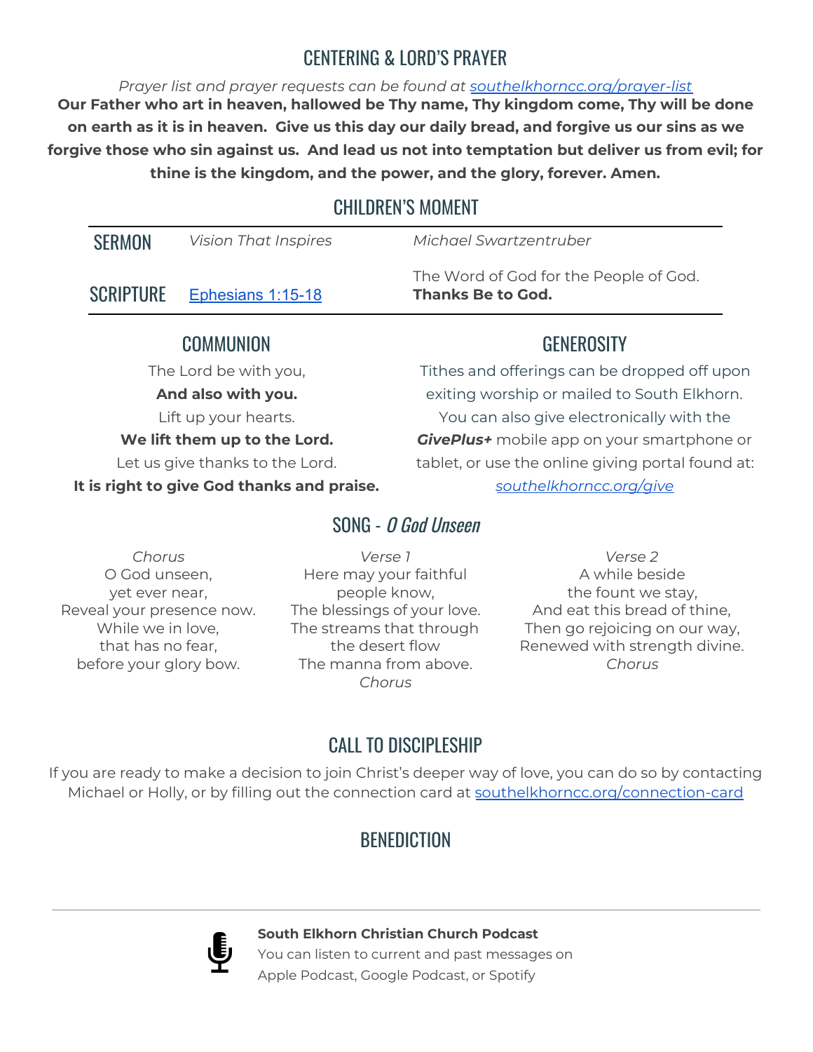## CENTERING & LORD'S PRAYER

*Prayer list and prayer requests can be found at [southelkhorncc.org/prayer-list](southelkhorncc.org/prayer-list)*

**Our Father who art in heaven, hallowed be Thy name, Thy kingdom come, Thy will be done on earth as it is in heaven. Give us this day our daily bread, and forgive us our sins as we forgive those who sin against us. And lead us not into temptation but deliver us from evil; for thine is the kingdom, and the power, and the glory, forever. Amen.**

## CHILDREN'S MOMENT

| | | |
|---|---|---|
| SERMON | *Vision That Inspires* | *Michael Swartzentruber* |
| SCRIPTURE | [Ephesians 1:15-18](Ephesians 1:15-18) | The Word of God for the People of God. **Thanks Be to God.** |

## COMMUNION

The Lord be with you,
**And also with you.**
Lift up your hearts.
**We lift them up to the Lord.**
Let us give thanks to the Lord.
**It is right to give God thanks and praise.**

## GENEROSITY

Tithes and offerings can be dropped off upon exiting worship or mailed to South Elkhorn. You can also give electronically with the ***GivePlus+*** mobile app on your smartphone or tablet, or use the online giving portal found at: *[southelkhorncc.org/give](southelkhorncc.org/give)*

## SONG - *O God Unseen*

*Chorus*
O God unseen,
yet ever near,
Reveal your presence now.
While we in love,
that has no fear,
before your glory bow.

*Verse 1*
Here may your faithful
people know,
The blessings of your love.
The streams that through
the desert flow
The manna from above.
*Chorus*

*Verse 2*
A while beside
the fount we stay,
And eat this bread of thine,
Then go rejoicing on our way,
Renewed with strength divine.
*Chorus*

## CALL TO DISCIPLESHIP

If you are ready to make a decision to join Christ's deeper way of love, you can do so by contacting Michael or Holly, or by filling out the connection card at [southelkhorncc.org/connection-card](southelkhorncc.org/connection-card)

## BENEDICTION

---

**South Elkhorn Christian Church Podcast**
You can listen to current and past messages on Apple Podcast, Google Podcast, or Spotify